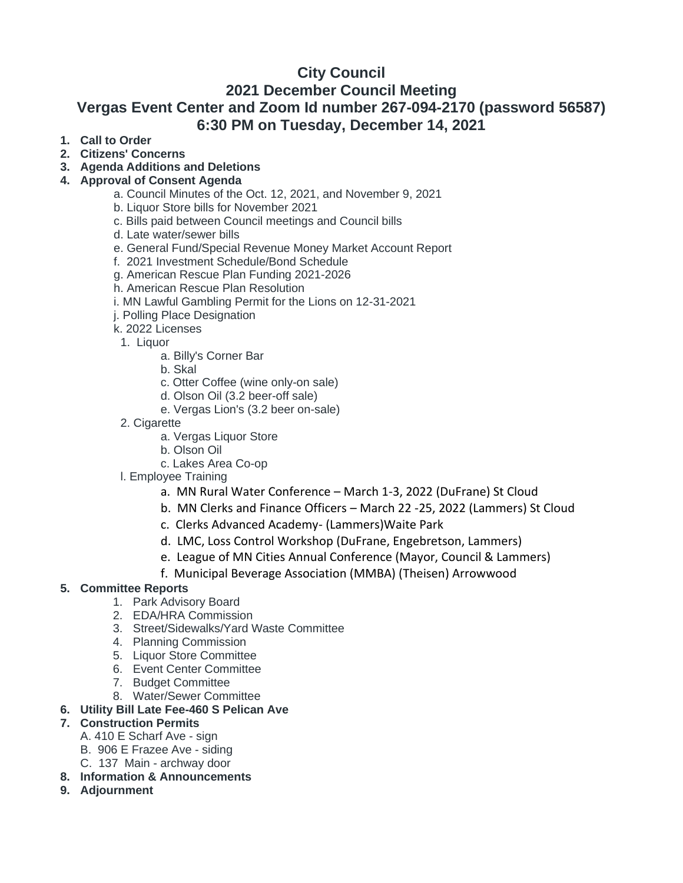# City Council

## 2021 December Council Meeting

## Vergas Event Center and Zoom Id number 267-094-2170 (password 56587)

## 6:30 PM on Tuesday, December 14, 2021

1. **Call to Order**
2. **Citizens' Concerns**
3. **Agenda Additions and Deletions**
4. **Approval of Consent Agenda**
   - a. Council Minutes of the Oct. 12, 2021, and November 9, 2021
   - b. Liquor Store bills for November 2021
   - c. Bills paid between Council meetings and Council bills
   - d. Late water/sewer bills
   - e. General Fund/Special Revenue Money Market Account Report
   - f. 2021 Investment Schedule/Bond Schedule
   - g. American Rescue Plan Funding 2021-2026
   - h. American Rescue Plan Resolution
   - i. MN Lawful Gambling Permit for the Lions on 12-31-2021
   - j. Polling Place Designation
   - k. 2022 Licenses
     1. Liquor
        - a. Billy's Corner Bar
        - b. Skal
        - c. Otter Coffee (wine only-on sale)
        - d. Olson Oil (3.2 beer-off sale)
        - e. Vergas Lion's (3.2 beer on-sale)
     2. Cigarette
        - a. Vergas Liquor Store
        - b. Olson Oil
        - c. Lakes Area Co-op
   - l. Employee Training
     - a. MN Rural Water Conference – March 1-3, 2022 (DuFrane) St Cloud
     - b. MN Clerks and Finance Officers – March 22 -25, 2022 (Lammers) St Cloud
     - c. Clerks Advanced Academy- (Lammers)Waite Park
     - d. LMC, Loss Control Workshop (DuFrane, Engebretson, Lammers)
     - e. League of MN Cities Annual Conference (Mayor, Council & Lammers)
     - f. Municipal Beverage Association (MMBA) (Theisen) Arrowwood
5. **Committee Reports**
   1. Park Advisory Board
   2. EDA/HRA Commission
   3. Street/Sidewalks/Yard Waste Committee
   4. Planning Commission
   5. Liquor Store Committee
   6. Event Center Committee
   7. Budget Committee
   8. Water/Sewer Committee
6. **Utility Bill Late Fee-460 S Pelican Ave**
7. **Construction Permits**
   - A. 410 E Scharf Ave - sign
   - B. 906 E Frazee Ave - siding
   - C. 137 Main - archway door
8. **Information & Announcements**
9. **Adjournment**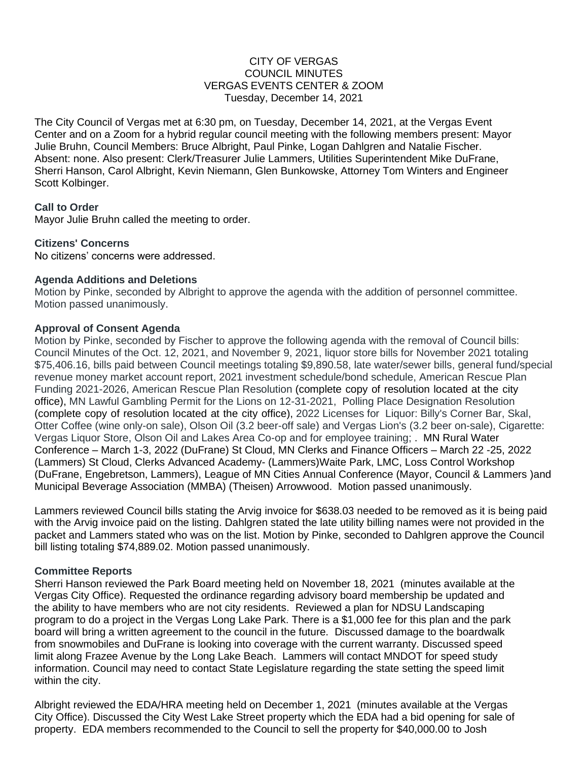CITY OF VERGAS
COUNCIL MINUTES
VERGAS EVENTS CENTER & ZOOM
Tuesday, December 14, 2021

The City Council of Vergas met at 6:30 pm, on Tuesday, December 14, 2021, at the Vergas Event Center and on a Zoom for a hybrid regular council meeting with the following members present: Mayor Julie Bruhn, Council Members: Bruce Albright, Paul Pinke, Logan Dahlgren and Natalie Fischer. Absent: none. Also present: Clerk/Treasurer Julie Lammers, Utilities Superintendent Mike DuFrane, Sherri Hanson, Carol Albright, Kevin Niemann, Glen Bunkowske, Attorney Tom Winters and Engineer Scott Kolbinger.

**Call to Order**
Mayor Julie Bruhn called the meeting to order.

**Citizens' Concerns**
No citizens' concerns were addressed.

**Agenda Additions and Deletions**
Motion by Pinke, seconded by Albright to approve the agenda with the addition of personnel committee. Motion passed unanimously.

**Approval of Consent Agenda**
Motion by Pinke, seconded by Fischer to approve the following agenda with the removal of Council bills: Council Minutes of the Oct. 12, 2021, and November 9, 2021, liquor store bills for November 2021 totaling $75,406.16, bills paid between Council meetings totaling $9,890.58, late water/sewer bills, general fund/special revenue money market account report, 2021 investment schedule/bond schedule, American Rescue Plan Funding 2021-2026, American Rescue Plan Resolution (complete copy of resolution located at the city office), MN Lawful Gambling Permit for the Lions on 12-31-2021, Polling Place Designation Resolution (complete copy of resolution located at the city office), 2022 Licenses for Liquor: Billy's Corner Bar, Skal, Otter Coffee (wine only-on sale), Olson Oil (3.2 beer-off sale) and Vergas Lion's (3.2 beer on-sale), Cigarette: Vergas Liquor Store, Olson Oil and Lakes Area Co-op and for employee training; . MN Rural Water Conference – March 1-3, 2022 (DuFrane) St Cloud, MN Clerks and Finance Officers – March 22 -25, 2022 (Lammers) St Cloud, Clerks Advanced Academy- (Lammers)Waite Park, LMC, Loss Control Workshop (DuFrane, Engebretson, Lammers), League of MN Cities Annual Conference (Mayor, Council & Lammers )and Municipal Beverage Association (MMBA) (Theisen) Arrowwood. Motion passed unanimously.

Lammers reviewed Council bills stating the Arvig invoice for $638.03 needed to be removed as it is being paid with the Arvig invoice paid on the listing. Dahlgren stated the late utility billing names were not provided in the packet and Lammers stated who was on the list. Motion by Pinke, seconded to Dahlgren approve the Council bill listing totaling $74,889.02. Motion passed unanimously.

**Committee Reports**
Sherri Hanson reviewed the Park Board meeting held on November 18, 2021 (minutes available at the Vergas City Office). Requested the ordinance regarding advisory board membership be updated and the ability to have members who are not city residents. Reviewed a plan for NDSU Landscaping program to do a project in the Vergas Long Lake Park. There is a $1,000 fee for this plan and the park board will bring a written agreement to the council in the future. Discussed damage to the boardwalk from snowmobiles and DuFrane is looking into coverage with the current warranty. Discussed speed limit along Frazee Avenue by the Long Lake Beach. Lammers will contact MNDOT for speed study information. Council may need to contact State Legislature regarding the state setting the speed limit within the city.

Albright reviewed the EDA/HRA meeting held on December 1, 2021 (minutes available at the Vergas City Office). Discussed the City West Lake Street property which the EDA had a bid opening for sale of property. EDA members recommended to the Council to sell the property for $40,000.00 to Josh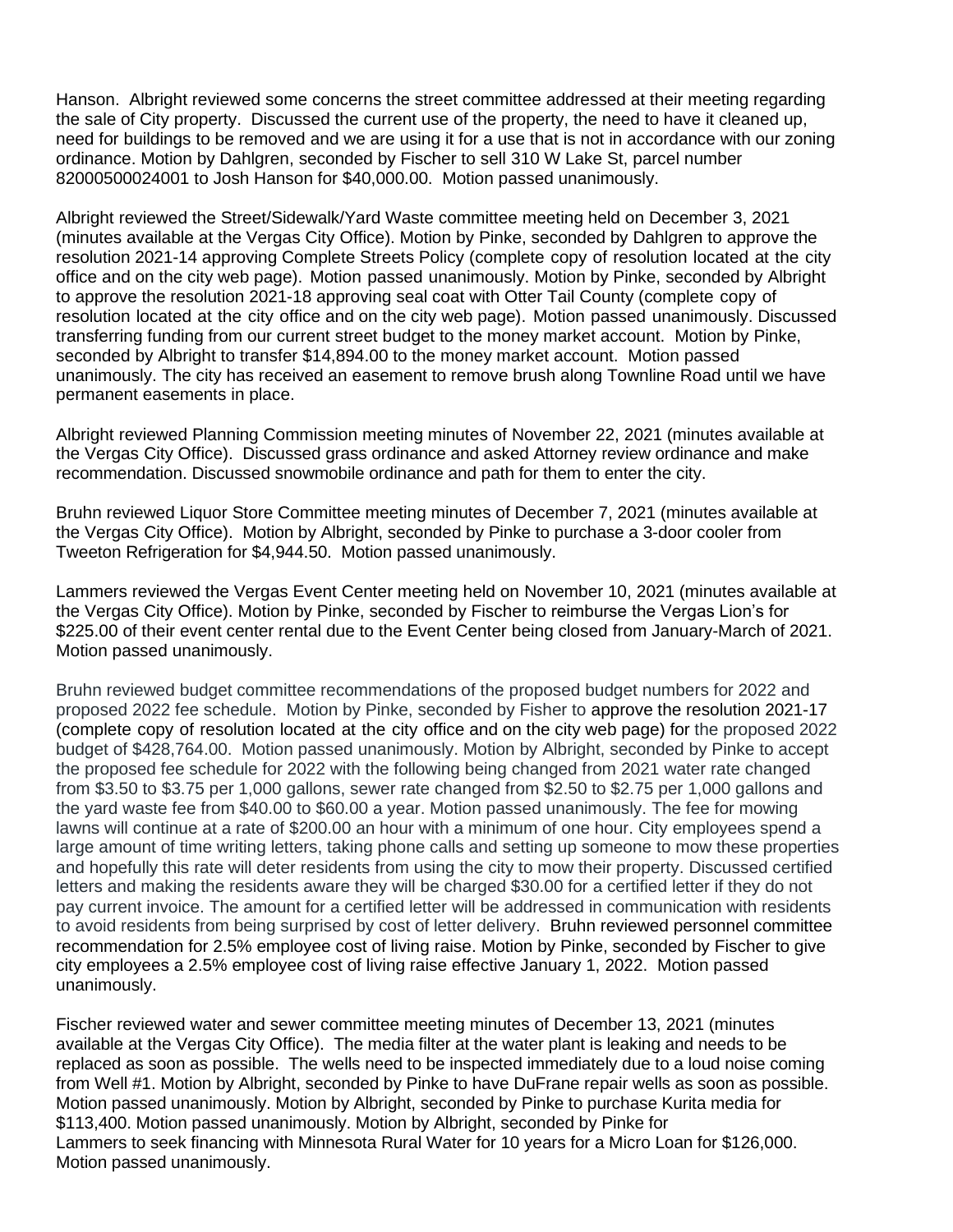Hanson. Albright reviewed some concerns the street committee addressed at their meeting regarding the sale of City property. Discussed the current use of the property, the need to have it cleaned up, need for buildings to be removed and we are using it for a use that is not in accordance with our zoning ordinance. Motion by Dahlgren, seconded by Fischer to sell 310 W Lake St, parcel number 82000500024001 to Josh Hanson for $40,000.00. Motion passed unanimously.

Albright reviewed the Street/Sidewalk/Yard Waste committee meeting held on December 3, 2021 (minutes available at the Vergas City Office). Motion by Pinke, seconded by Dahlgren to approve the resolution 2021-14 approving Complete Streets Policy (complete copy of resolution located at the city office and on the city web page). Motion passed unanimously. Motion by Pinke, seconded by Albright to approve the resolution 2021-18 approving seal coat with Otter Tail County (complete copy of resolution located at the city office and on the city web page). Motion passed unanimously. Discussed transferring funding from our current street budget to the money market account. Motion by Pinke, seconded by Albright to transfer $14,894.00 to the money market account. Motion passed unanimously. The city has received an easement to remove brush along Townline Road until we have permanent easements in place.

Albright reviewed Planning Commission meeting minutes of November 22, 2021 (minutes available at the Vergas City Office). Discussed grass ordinance and asked Attorney review ordinance and make recommendation. Discussed snowmobile ordinance and path for them to enter the city.

Bruhn reviewed Liquor Store Committee meeting minutes of December 7, 2021 (minutes available at the Vergas City Office). Motion by Albright, seconded by Pinke to purchase a 3-door cooler from Tweeton Refrigeration for $4,944.50. Motion passed unanimously.

Lammers reviewed the Vergas Event Center meeting held on November 10, 2021 (minutes available at the Vergas City Office). Motion by Pinke, seconded by Fischer to reimburse the Vergas Lion's for $225.00 of their event center rental due to the Event Center being closed from January-March of 2021. Motion passed unanimously.

Bruhn reviewed budget committee recommendations of the proposed budget numbers for 2022 and proposed 2022 fee schedule. Motion by Pinke, seconded by Fisher to approve the resolution 2021-17 (complete copy of resolution located at the city office and on the city web page) for the proposed 2022 budget of $428,764.00. Motion passed unanimously. Motion by Albright, seconded by Pinke to accept the proposed fee schedule for 2022 with the following being changed from 2021 water rate changed from $3.50 to $3.75 per 1,000 gallons, sewer rate changed from $2.50 to $2.75 per 1,000 gallons and the yard waste fee from $40.00 to $60.00 a year. Motion passed unanimously. The fee for mowing lawns will continue at a rate of $200.00 an hour with a minimum of one hour. City employees spend a large amount of time writing letters, taking phone calls and setting up someone to mow these properties and hopefully this rate will deter residents from using the city to mow their property. Discussed certified letters and making the residents aware they will be charged $30.00 for a certified letter if they do not pay current invoice. The amount for a certified letter will be addressed in communication with residents to avoid residents from being surprised by cost of letter delivery. Bruhn reviewed personnel committee recommendation for 2.5% employee cost of living raise. Motion by Pinke, seconded by Fischer to give city employees a 2.5% employee cost of living raise effective January 1, 2022. Motion passed unanimously.

Fischer reviewed water and sewer committee meeting minutes of December 13, 2021 (minutes available at the Vergas City Office). The media filter at the water plant is leaking and needs to be replaced as soon as possible. The wells need to be inspected immediately due to a loud noise coming from Well #1. Motion by Albright, seconded by Pinke to have DuFrane repair wells as soon as possible. Motion passed unanimously. Motion by Albright, seconded by Pinke to purchase Kurita media for $113,400. Motion passed unanimously. Motion by Albright, seconded by Pinke for Lammers to seek financing with Minnesota Rural Water for 10 years for a Micro Loan for $126,000. Motion passed unanimously.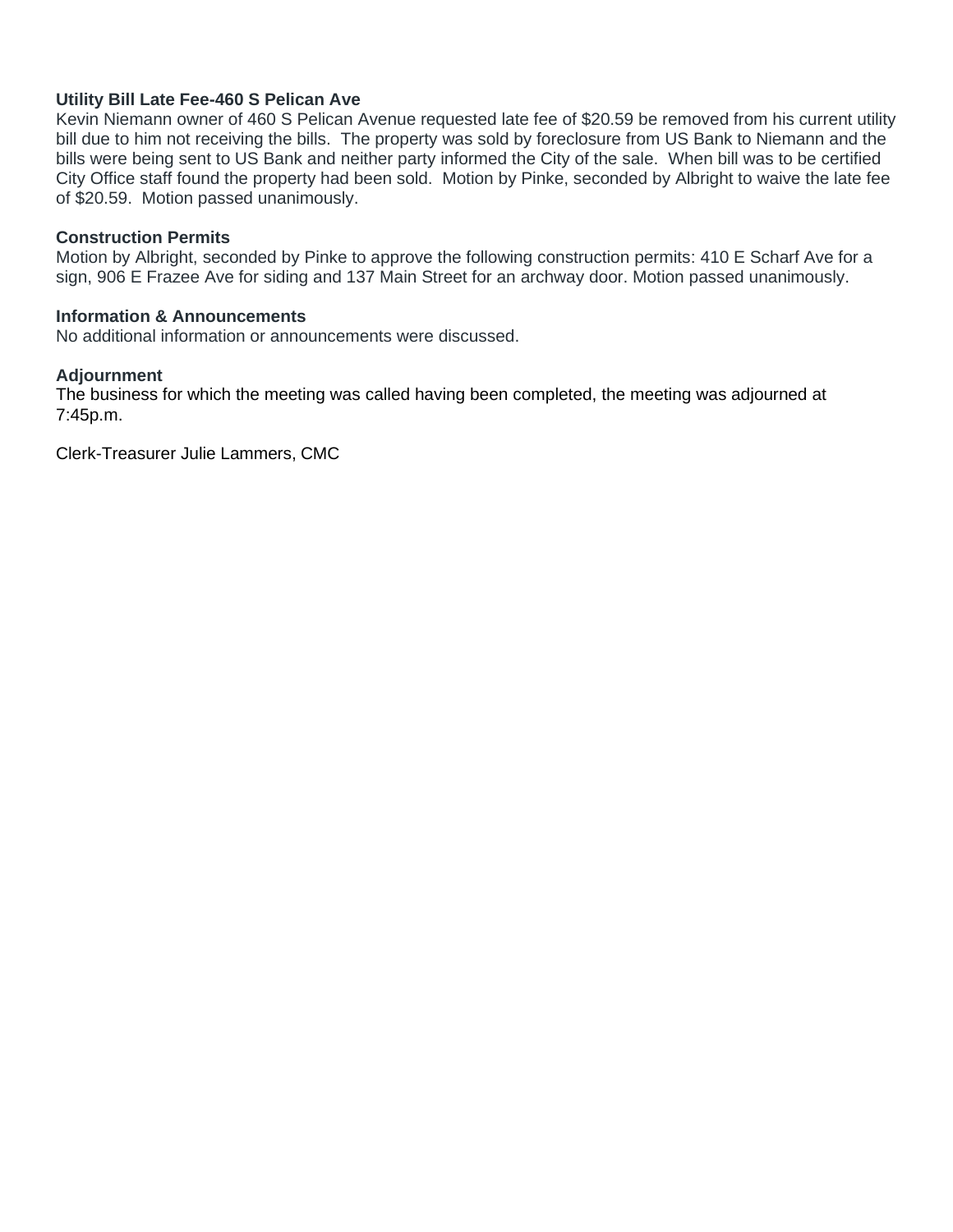**Utility Bill Late Fee-460 S Pelican Ave**
Kevin Niemann owner of 460 S Pelican Avenue requested late fee of $20.59 be removed from his current utility bill due to him not receiving the bills. The property was sold by foreclosure from US Bank to Niemann and the bills were being sent to US Bank and neither party informed the City of the sale. When bill was to be certified City Office staff found the property had been sold. Motion by Pinke, seconded by Albright to waive the late fee of $20.59. Motion passed unanimously.

**Construction Permits**
Motion by Albright, seconded by Pinke to approve the following construction permits: 410 E Scharf Ave for a sign, 906 E Frazee Ave for siding and 137 Main Street for an archway door. Motion passed unanimously.

**Information & Announcements**
No additional information or announcements were discussed.

**Adjournment**
The business for which the meeting was called having been completed, the meeting was adjourned at 7:45p.m.

Clerk-Treasurer Julie Lammers, CMC